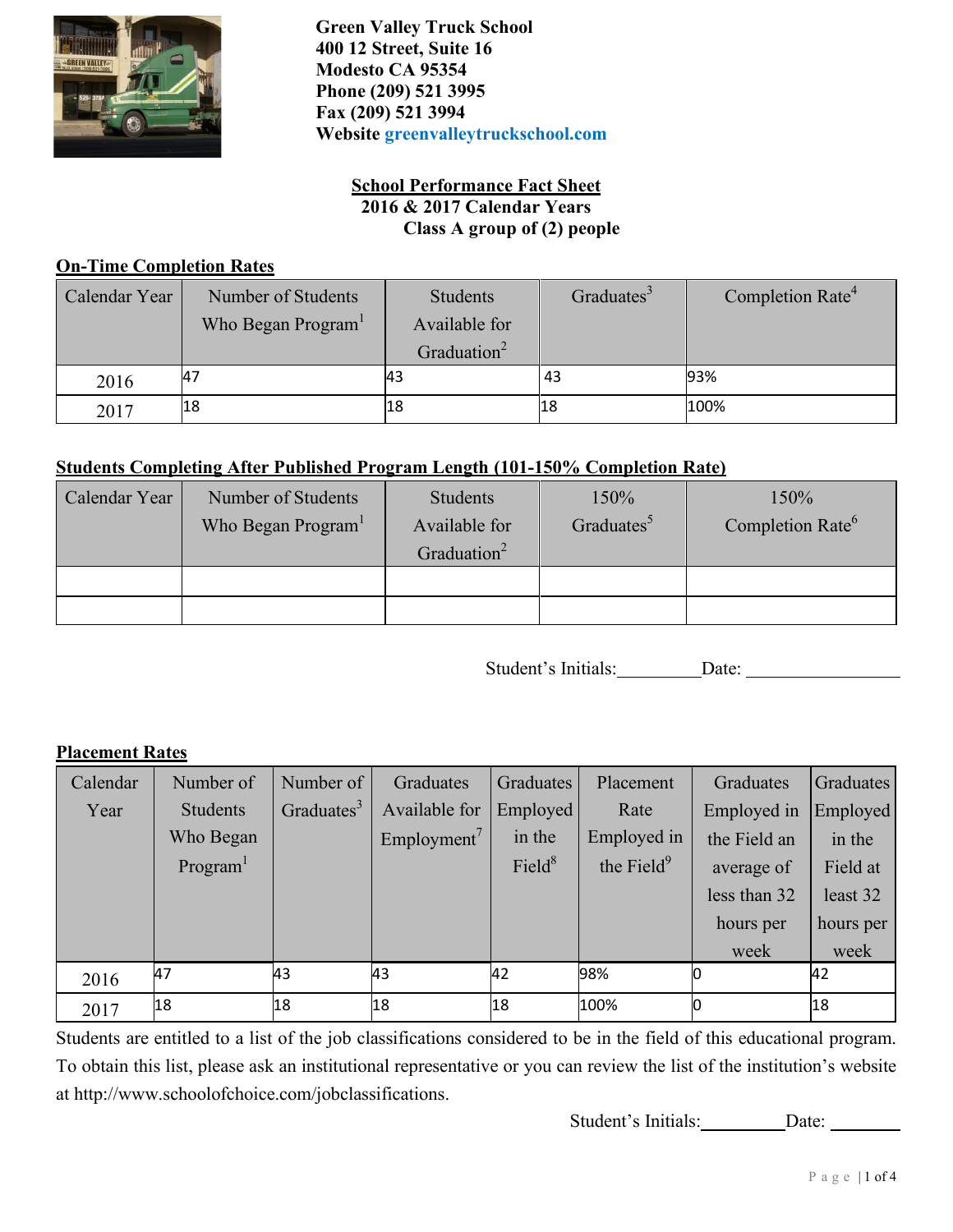**Green Valley Truck School**
**400 12 Street, Suite 16**
**Modesto CA 95354**
**Phone (209) 521 3995**
**Fax (209) 521 3994**
**Website greenvalleytruckschool.com**

## School Performance Fact Sheet
**2016 & 2017 Calendar Years**
**Class A group of (2) people**

### On-Time Completion Rates

| Calendar Year | Number of Students Who Began Program[1] | Students Available for Graduation[2] | Graduates[3] | Completion Rate[4] |
|---|---|---|---|---|
| 2016 | 47 | 43 | 43 | 93% |
| 2017 | 18 | 18 | 18 | 100% |

### Students Completing After Published Program Length (101-150% Completion Rate)

| Calendar Year | Number of Students Who Began Program[1] | Students Available for Graduation[2] | 150% Graduates[5] | 150% Completion Rate[6] |
|---|---|---|---|---|
| | | | | |
| | | | | |

Student's Initials:__________ Date: __________________

### Placement Rates

| Calendar Year | Number of Students Who Began Program[1] | Number of Graduates[3] | Graduates Available for Employment[7] | Graduates Employed in the Field[8] | Placement Rate Employed in the Field[9] | Graduates Employed in the Field an average of less than 32 hours per week | Graduates Employed in the Field at least 32 hours per week |
|---|---|---|---|---|---|---|---|
| 2016 | 47 | 43 | 43 | 42 | 98% | 0 | 42 |
| 2017 | 18 | 18 | 18 | 18 | 100% | 0 | 18 |

Students are entitled to a list of the job classifications considered to be in the field of this educational program. To obtain this list, please ask an institutional representative or you can review the list of the institution's website at http://www.schoolofchoice.com/jobclassifications.

Student's Initials:__________ Date: ________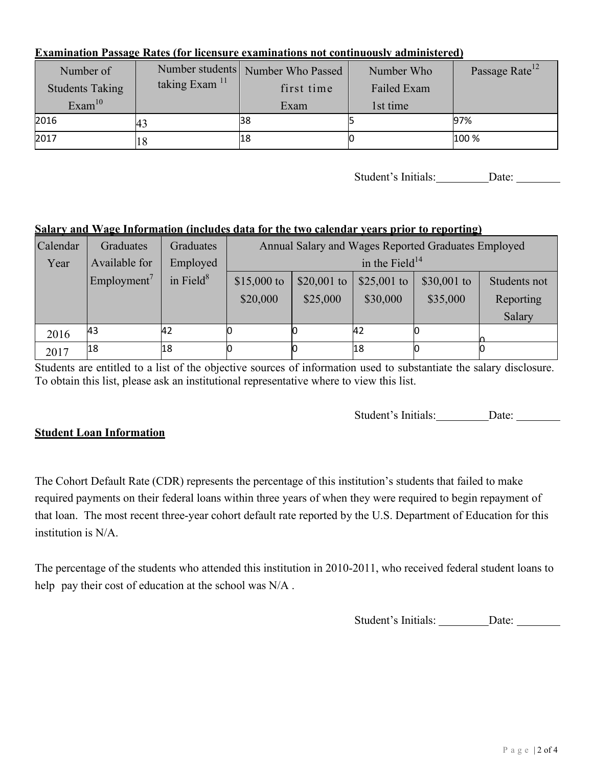**Examination Passage Rates (for licensure examinations not continuously administered)**

| Number of Students Taking Exam[10] | Number students taking Exam [11] | Number Who Passed first time Exam | Number Who Failed Exam 1st time | Passage Rate[12] |
|---|---|---|---|---|
| 2016 | 43 | 38 | 5 | 97% |
| 2017 | 18 | 18 | 0 | 100 % |

Student's Initials:_________Date: ________

**Salary and Wage Information (includes data for the two calendar years prior to reporting)**

| Calendar Year | Graduates Available for Employment[7] | Graduates Employed in Field[8] | Annual Salary and Wages Reported Graduates Employed in the Field[14] | | | | |
|---|---|---|---|---|---|---|---|
| | | | $15,000 to $20,000 | $20,001 to $25,000 | $25,001 to $30,000 | $30,001 to $35,000 | Students not Reporting Salary |
| 2016 | 43 | 42 | 0 | 0 | 42 | 0 | 0 |
| 2017 | 18 | 18 | 0 | 0 | 18 | 0 | 0 |

Students are entitled to a list of the objective sources of information used to substantiate the salary disclosure. To obtain this list, please ask an institutional representative where to view this list.

Student's Initials:_________Date: ________

**Student Loan Information**

The Cohort Default Rate (CDR) represents the percentage of this institution's students that failed to make required payments on their federal loans within three years of when they were required to begin repayment of that loan. The most recent three-year cohort default rate reported by the U.S. Department of Education for this institution is N/A.

The percentage of the students who attended this institution in 2010-2011, who received federal student loans to help pay their cost of education at the school was N/A .

Student's Initials: _________Date: ________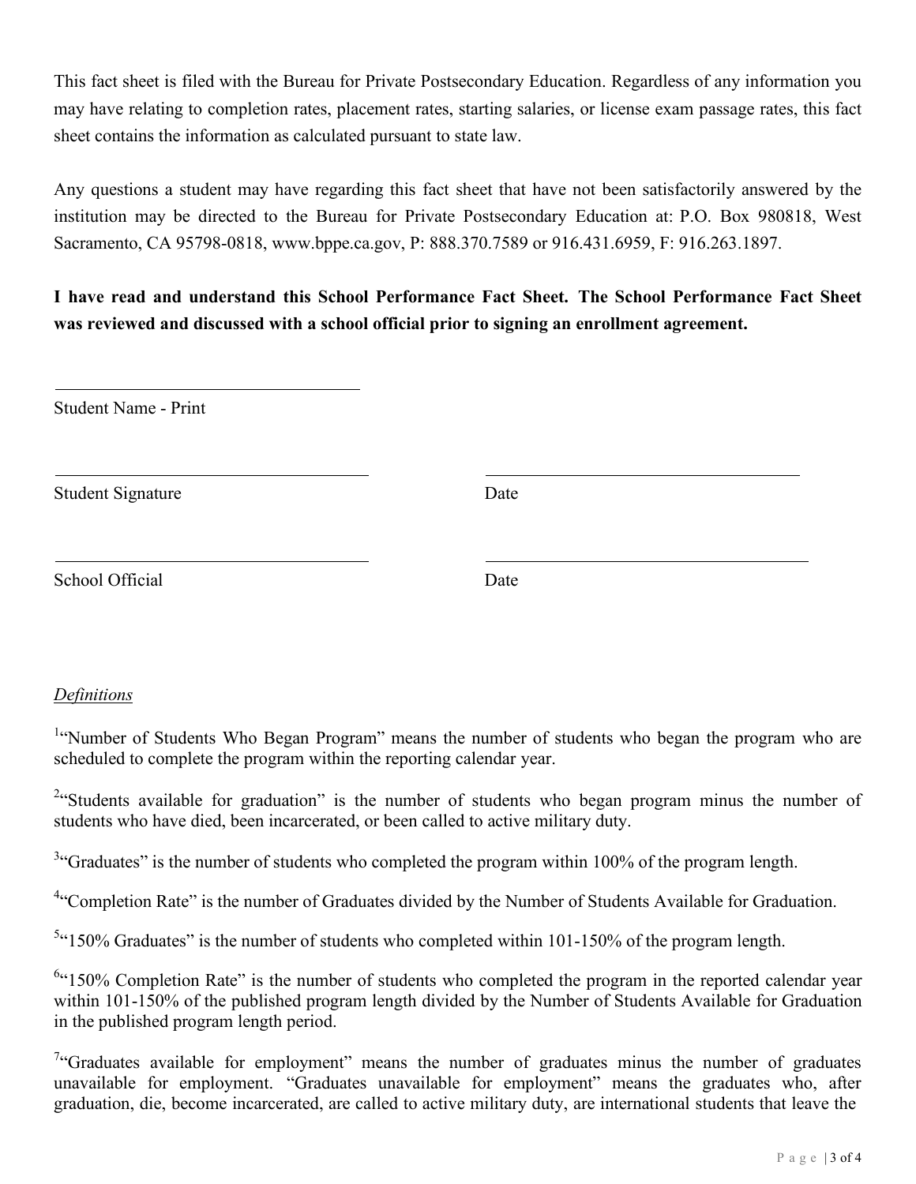This fact sheet is filed with the Bureau for Private Postsecondary Education. Regardless of any information you may have relating to completion rates, placement rates, starting salaries, or license exam passage rates, this fact sheet contains the information as calculated pursuant to state law.

Any questions a student may have regarding this fact sheet that have not been satisfactorily answered by the institution may be directed to the Bureau for Private Postsecondary Education at: P.O. Box 980818, West Sacramento, CA 95798-0818, www.bppe.ca.gov, P: 888.370.7589 or 916.431.6959, F: 916.263.1897.

**I have read and understand this School Performance Fact Sheet. The School Performance Fact Sheet was reviewed and discussed with a school official prior to signing an enrollment agreement.**

______________________________

Student Name - Print

______________________________ ______________________________

Student Signature Date

______________________________ ______________________________

School Official Date

*Definitions*

[1]"Number of Students Who Began Program" means the number of students who began the program who are scheduled to complete the program within the reporting calendar year.

[2]"Students available for graduation" is the number of students who began program minus the number of students who have died, been incarcerated, or been called to active military duty.

[3]"Graduates" is the number of students who completed the program within 100% of the program length.

[4]"Completion Rate" is the number of Graduates divided by the Number of Students Available for Graduation.

[5]"150% Graduates" is the number of students who completed within 101-150% of the program length.

[6]"150% Completion Rate" is the number of students who completed the program in the reported calendar year within 101-150% of the published program length divided by the Number of Students Available for Graduation in the published program length period.

[7]"Graduates available for employment" means the number of graduates minus the number of graduates unavailable for employment. "Graduates unavailable for employment" means the graduates who, after graduation, die, become incarcerated, are called to active military duty, are international students that leave the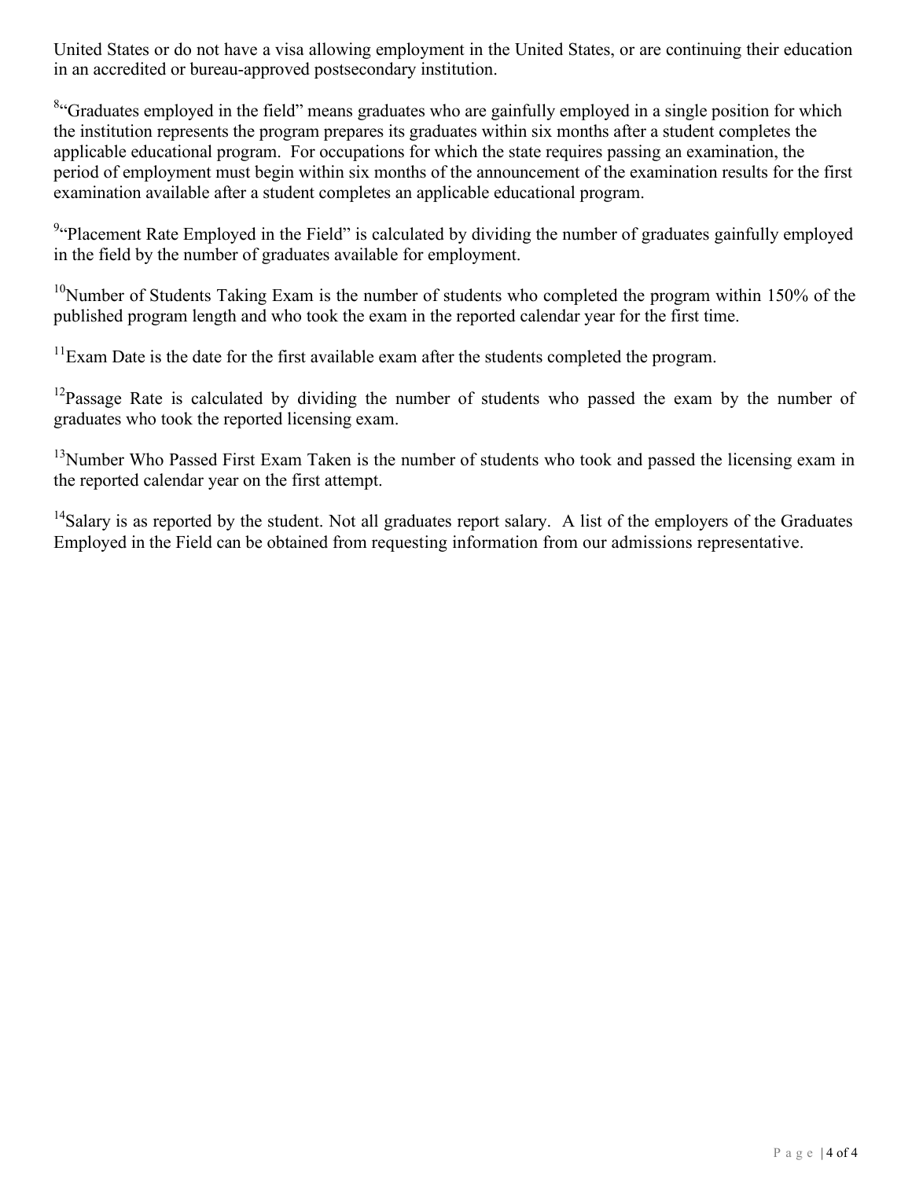United States or do not have a visa allowing employment in the United States, or are continuing their education in an accredited or bureau-approved postsecondary institution.

[8]"Graduates employed in the field" means graduates who are gainfully employed in a single position for which the institution represents the program prepares its graduates within six months after a student completes the applicable educational program. For occupations for which the state requires passing an examination, the period of employment must begin within six months of the announcement of the examination results for the first examination available after a student completes an applicable educational program.

[9]"Placement Rate Employed in the Field" is calculated by dividing the number of graduates gainfully employed in the field by the number of graduates available for employment.

[10]Number of Students Taking Exam is the number of students who completed the program within 150% of the published program length and who took the exam in the reported calendar year for the first time.

[11]Exam Date is the date for the first available exam after the students completed the program.

[12]Passage Rate is calculated by dividing the number of students who passed the exam by the number of graduates who took the reported licensing exam.

[13]Number Who Passed First Exam Taken is the number of students who took and passed the licensing exam in the reported calendar year on the first attempt.

[14]Salary is as reported by the student. Not all graduates report salary. A list of the employers of the Graduates Employed in the Field can be obtained from requesting information from our admissions representative.